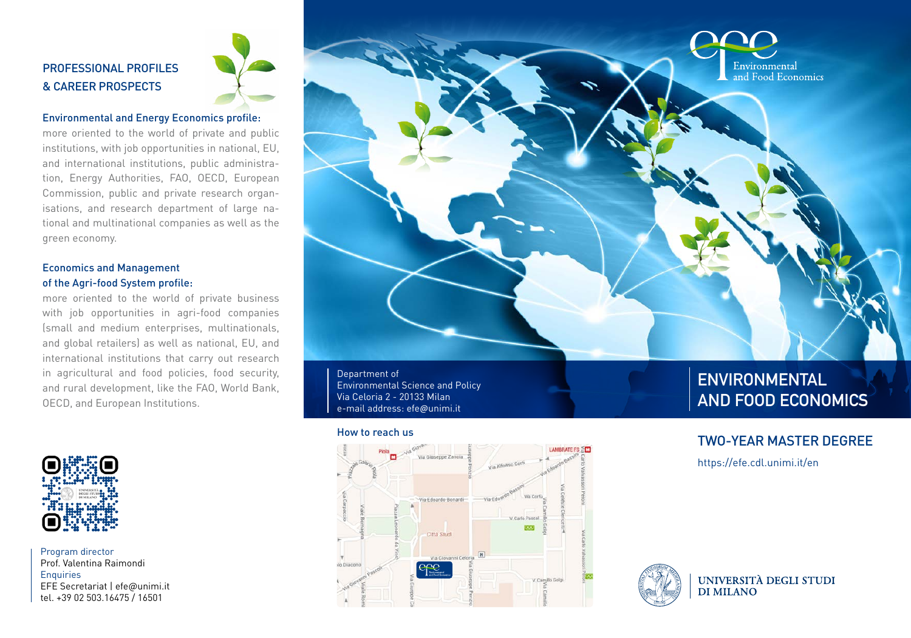## PROFESSIONAL PROFILES & CAREER PROSPECTS

### Environmental and Energy Economics profile:

more oriented to the world of private and public institutions, with job opportunities in national, EU, and international institutions, public administration, Energy Authorities, FAO, OECD, European Commission, public and private research organisations, and research department of large national and multinational companies as well as the green economy.

### Economics and Management of the Agri-food System profile:

more oriented to the world of private business with job opportunities in agri-food companies (small and medium enterprises, multinationals, and global retailers) as well as national, EU, and international institutions that carry out research in agricultural and food policies, food security, and rural development, like the FAO, World Bank, OECD, and European Institutions.

Program director
Prof. Valentina Raimondi
Enquiries
EFE Secretariat | efe@unimi.it
tel. +39 02 503.16475 / 16501

efe Environmental and Food Economics

Department of
Environmental Science and Policy
Via Celoria 2 - 20133 Milan
e-mail address: efe@unimi.it

How to reach us

# ENVIRONMENTAL AND FOOD ECONOMICS

## TWO-YEAR MASTER DEGREE

https://efe.cdl.unimi.it/en

UNIVERSITÀ DEGLI STUDI DI MILANO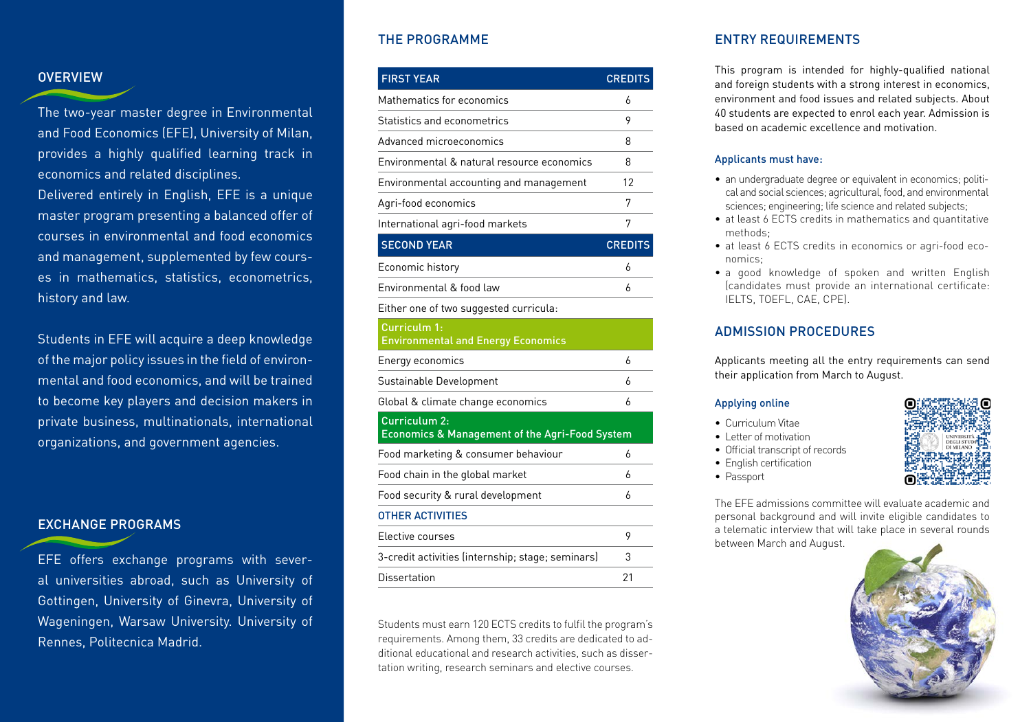## OVERVIEW

The two-year master degree in Environmental and Food Economics (EFE), University of Milan, provides a highly qualified learning track in economics and related disciplines.

Delivered entirely in English, EFE is a unique master program presenting a balanced offer of courses in environmental and food economics and management, supplemented by few courses in mathematics, statistics, econometrics, history and law.

Students in EFE will acquire a deep knowledge of the major policy issues in the field of environmental and food economics, and will be trained to become key players and decision makers in private business, multinationals, international organizations, and government agencies.

## EXCHANGE PROGRAMS

EFE offers exchange programs with several universities abroad, such as University of Gottingen, University of Ginevra, University of Wageningen, Warsaw University. University of Rennes, Politecnica Madrid.

## THE PROGRAMME

| FIRST YEAR | CREDITS |
|---|---|
| Mathematics for economics | 6 |
| Statistics and econometrics | 9 |
| Advanced microeconomics | 8 |
| Environmental & natural resource economics | 8 |
| Environmental accounting and management | 12 |
| Agri-food economics | 7 |
| International agri-food markets | 7 |
| **SECOND YEAR** | **CREDITS** |
| Economic history | 6 |
| Environmental & food law | 6 |
| Either one of two suggested curricula: | |
| **Curriculm 1: Environmental and Energy Economics** | |
| Energy economics | 6 |
| Sustainable Development | 6 |
| Global & climate change economics | 6 |
| **Curriculum 2: Economics & Management of the Agri-Food System** | |
| Food marketing & consumer behaviour | 6 |
| Food chain in the global market | 6 |
| Food security & rural development | 6 |
| **OTHER ACTIVITIES** | |
| Elective courses | 9 |
| 3-credit activities (internship; stage; seminars) | 3 |
| Dissertation | 21 |

Students must earn 120 ECTS credits to fulfil the program's requirements. Among them, 33 credits are dedicated to additional educational and research activities, such as dissertation writing, research seminars and elective courses.

## ENTRY REQUIREMENTS

This program is intended for highly-qualified national and foreign students with a strong interest in economics, environment and food issues and related subjects. About 40 students are expected to enrol each year. Admission is based on academic excellence and motivation.

### Applicants must have:

- an undergraduate degree or equivalent in economics; political and social sciences; agricultural, food, and environmental sciences; engineering; life science and related subjects;
- at least 6 ECTS credits in mathematics and quantitative methods;
- at least 6 ECTS credits in economics or agri-food economics;
- a good knowledge of spoken and written English (candidates must provide an international certificate: IELTS, TOEFL, CAE, CPE).

## ADMISSION PROCEDURES

Applicants meeting all the entry requirements can send their application from March to August.

### Applying online

- Curriculum Vitae
- Letter of motivation
- Official transcript of records
- English certification
- Passport

The EFE admissions committee will evaluate academic and personal background and will invite eligible candidates to a telematic interview that will take place in several rounds between March and August.